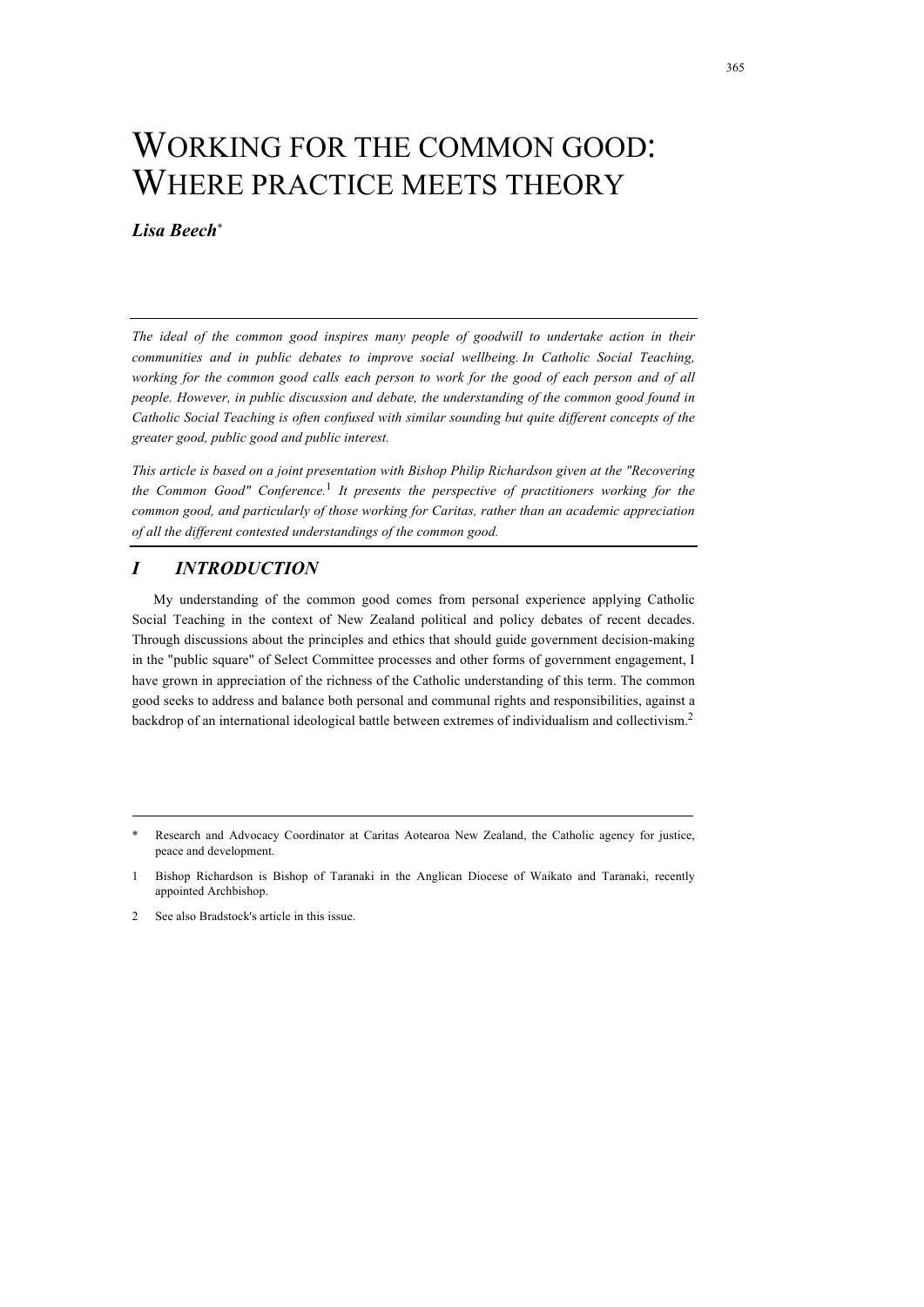# WORKING FOR THE COMMON GOOD: WHERE PRACTICE MEETS THEORY

***Lisa Beech*****[*]**

*The ideal of the common good inspires many people of goodwill to undertake action in their communities and in public debates to improve social wellbeing. In Catholic Social Teaching, working for the common good calls each person to work for the good of each person and of all people. However, in public discussion and debate, the understanding of the common good found in Catholic Social Teaching is often confused with similar sounding but quite different concepts of the greater good, public good and public interest.*

*This article is based on a joint presentation with Bishop Philip Richardson given at the "Recovering the Common Good" Conference.*[1] *It presents the perspective of practitioners working for the common good, and particularly of those working for Caritas, rather than an academic appreciation of all the different contested understandings of the common good.*

## *I INTRODUCTION*

My understanding of the common good comes from personal experience applying Catholic Social Teaching in the context of New Zealand political and policy debates of recent decades. Through discussions about the principles and ethics that should guide government decision-making in the "public square" of Select Committee processes and other forms of government engagement, I have grown in appreciation of the richness of the Catholic understanding of this term. The common good seeks to address and balance both personal and communal rights and responsibilities, against a backdrop of an international ideological battle between extremes of individualism and collectivism.[2]

---

\* Research and Advocacy Coordinator at Caritas Aotearoa New Zealand, the Catholic agency for justice, peace and development.

1 Bishop Richardson is Bishop of Taranaki in the Anglican Diocese of Waikato and Taranaki, recently appointed Archbishop.

2 See also Bradstock's article in this issue.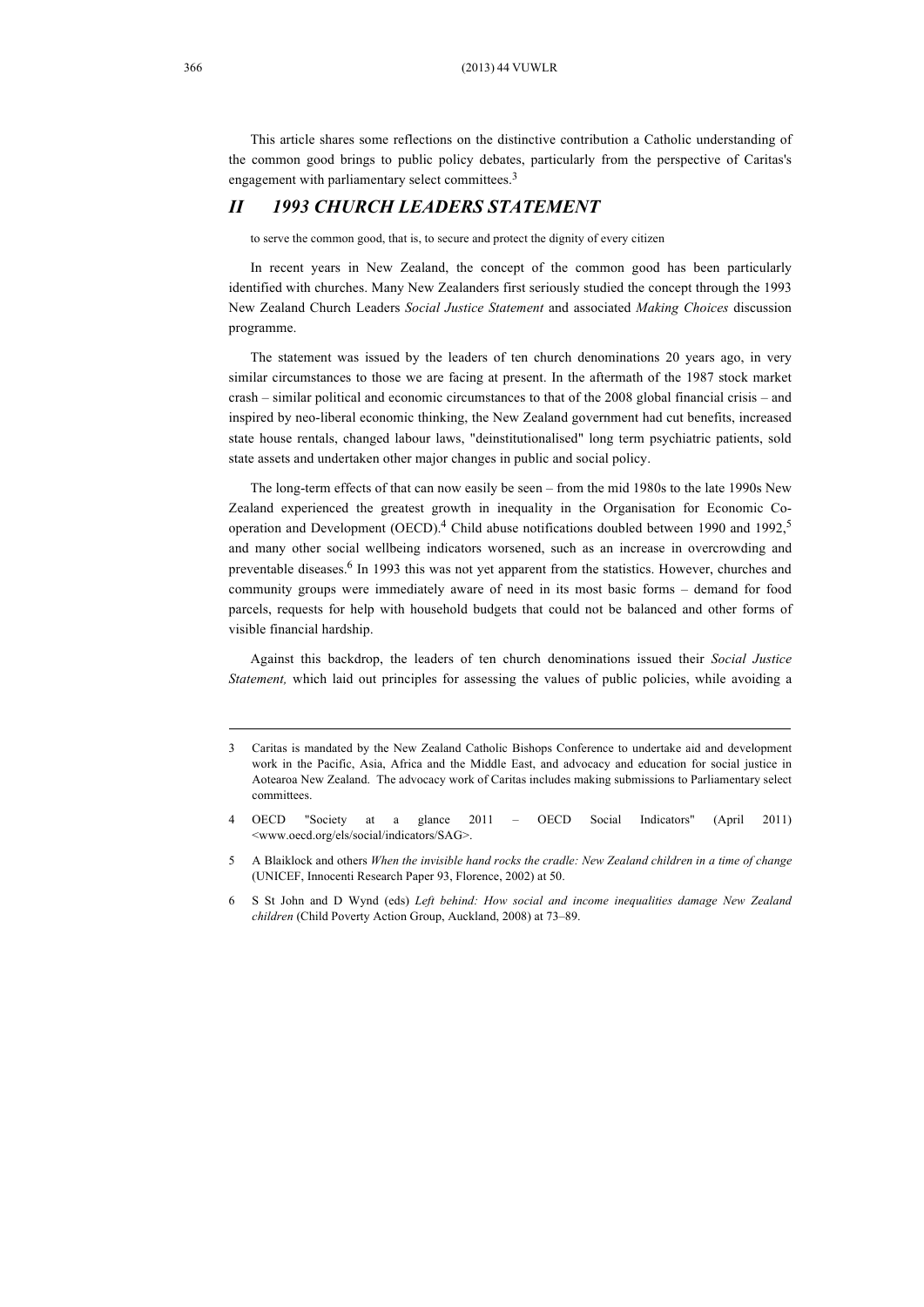This article shares some reflections on the distinctive contribution a Catholic understanding of the common good brings to public policy debates, particularly from the perspective of Caritas's engagement with parliamentary select committees.[3]

## II 1993 CHURCH LEADERS STATEMENT

to serve the common good, that is, to secure and protect the dignity of every citizen

In recent years in New Zealand, the concept of the common good has been particularly identified with churches. Many New Zealanders first seriously studied the concept through the 1993 New Zealand Church Leaders *Social Justice Statement* and associated *Making Choices* discussion programme.

The statement was issued by the leaders of ten church denominations 20 years ago, in very similar circumstances to those we are facing at present. In the aftermath of the 1987 stock market crash – similar political and economic circumstances to that of the 2008 global financial crisis – and inspired by neo-liberal economic thinking, the New Zealand government had cut benefits, increased state house rentals, changed labour laws, "deinstitutionalised" long term psychiatric patients, sold state assets and undertaken other major changes in public and social policy.

The long-term effects of that can now easily be seen – from the mid 1980s to the late 1990s New Zealand experienced the greatest growth in inequality in the Organisation for Economic Co-operation and Development (OECD).[4] Child abuse notifications doubled between 1990 and 1992,[5] and many other social wellbeing indicators worsened, such as an increase in overcrowding and preventable diseases.[6] In 1993 this was not yet apparent from the statistics. However, churches and community groups were immediately aware of need in its most basic forms – demand for food parcels, requests for help with household budgets that could not be balanced and other forms of visible financial hardship.

Against this backdrop, the leaders of ten church denominations issued their *Social Justice Statement,* which laid out principles for assessing the values of public policies, while avoiding a

---

3 Caritas is mandated by the New Zealand Catholic Bishops Conference to undertake aid and development work in the Pacific, Asia, Africa and the Middle East, and advocacy and education for social justice in Aotearoa New Zealand. The advocacy work of Caritas includes making submissions to Parliamentary select committees.

4 OECD "Society at a glance 2011 – OECD Social Indicators" (April 2011) <www.oecd.org/els/social/indicators/SAG>.

5 A Blaiklock and others *When the invisible hand rocks the cradle: New Zealand children in a time of change* (UNICEF, Innocenti Research Paper 93, Florence, 2002) at 50.

6 S St John and D Wynd (eds) *Left behind: How social and income inequalities damage New Zealand children* (Child Poverty Action Group, Auckland, 2008) at 73–89.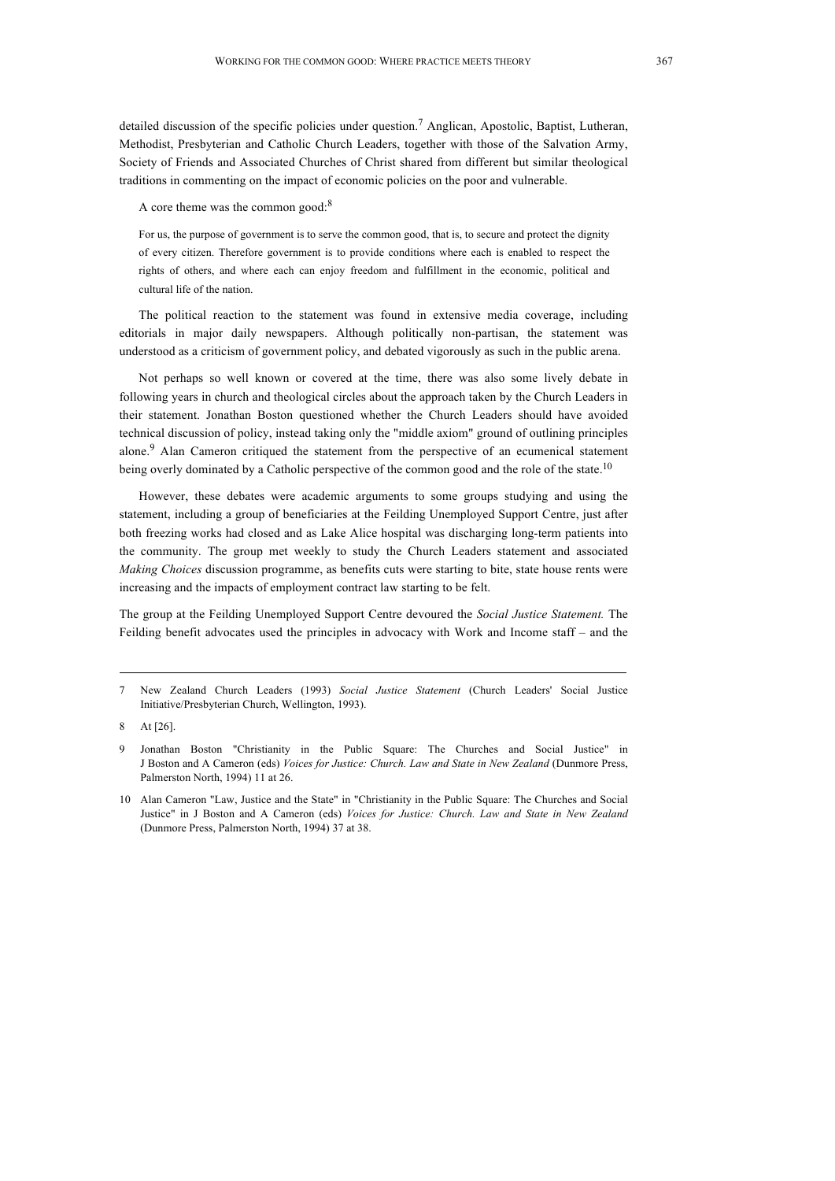detailed discussion of the specific policies under question.[7] Anglican, Apostolic, Baptist, Lutheran, Methodist, Presbyterian and Catholic Church Leaders, together with those of the Salvation Army, Society of Friends and Associated Churches of Christ shared from different but similar theological traditions in commenting on the impact of economic policies on the poor and vulnerable.

A core theme was the common good:[8]

> For us, the purpose of government is to serve the common good, that is, to secure and protect the dignity of every citizen. Therefore government is to provide conditions where each is enabled to respect the rights of others, and where each can enjoy freedom and fulfillment in the economic, political and cultural life of the nation.

The political reaction to the statement was found in extensive media coverage, including editorials in major daily newspapers. Although politically non-partisan, the statement was understood as a criticism of government policy, and debated vigorously as such in the public arena.

Not perhaps so well known or covered at the time, there was also some lively debate in following years in church and theological circles about the approach taken by the Church Leaders in their statement. Jonathan Boston questioned whether the Church Leaders should have avoided technical discussion of policy, instead taking only the "middle axiom" ground of outlining principles alone.[9] Alan Cameron critiqued the statement from the perspective of an ecumenical statement being overly dominated by a Catholic perspective of the common good and the role of the state.[10]

However, these debates were academic arguments to some groups studying and using the statement, including a group of beneficiaries at the Feilding Unemployed Support Centre, just after both freezing works had closed and as Lake Alice hospital was discharging long-term patients into the community. The group met weekly to study the Church Leaders statement and associated *Making Choices* discussion programme, as benefits cuts were starting to bite, state house rents were increasing and the impacts of employment contract law starting to be felt.

The group at the Feilding Unemployed Support Centre devoured the *Social Justice Statement.* The Feilding benefit advocates used the principles in advocacy with Work and Income staff – and the

---

7 New Zealand Church Leaders (1993) *Social Justice Statement* (Church Leaders' Social Justice Initiative/Presbyterian Church, Wellington, 1993).

8 At [26].

9 Jonathan Boston "Christianity in the Public Square: The Churches and Social Justice" in J Boston and A Cameron (eds) *Voices for Justice: Church. Law and State in New Zealand* (Dunmore Press, Palmerston North, 1994) 11 at 26.

10 Alan Cameron "Law, Justice and the State" in "Christianity in the Public Square: The Churches and Social Justice" in J Boston and A Cameron (eds) *Voices for Justice: Church. Law and State in New Zealand* (Dunmore Press, Palmerston North, 1994) 37 at 38.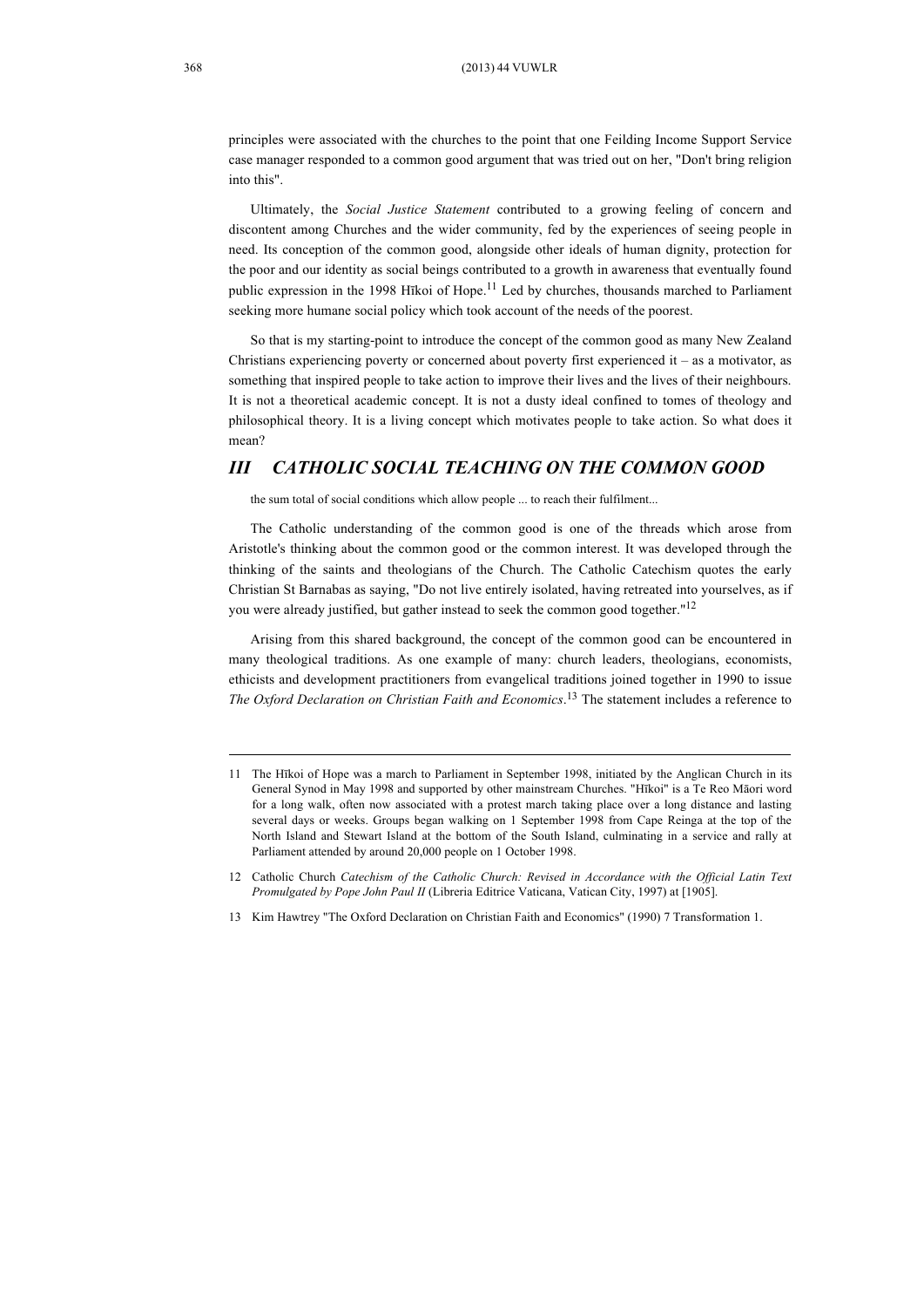principles were associated with the churches to the point that one Feilding Income Support Service case manager responded to a common good argument that was tried out on her, "Don't bring religion into this".

Ultimately, the *Social Justice Statement* contributed to a growing feeling of concern and discontent among Churches and the wider community, fed by the experiences of seeing people in need. Its conception of the common good, alongside other ideals of human dignity, protection for the poor and our identity as social beings contributed to a growth in awareness that eventually found public expression in the 1998 Hīkoi of Hope.[11] Led by churches, thousands marched to Parliament seeking more humane social policy which took account of the needs of the poorest.

So that is my starting-point to introduce the concept of the common good as many New Zealand Christians experiencing poverty or concerned about poverty first experienced it – as a motivator, as something that inspired people to take action to improve their lives and the lives of their neighbours. It is not a theoretical academic concept. It is not a dusty ideal confined to tomes of theology and philosophical theory. It is a living concept which motivates people to take action. So what does it mean?

## III CATHOLIC SOCIAL TEACHING ON THE COMMON GOOD

> the sum total of social conditions which allow people ... to reach their fulfilment...

The Catholic understanding of the common good is one of the threads which arose from Aristotle's thinking about the common good or the common interest. It was developed through the thinking of the saints and theologians of the Church. The Catholic Catechism quotes the early Christian St Barnabas as saying, "Do not live entirely isolated, having retreated into yourselves, as if you were already justified, but gather instead to seek the common good together."[12]

Arising from this shared background, the concept of the common good can be encountered in many theological traditions. As one example of many: church leaders, theologians, economists, ethicists and development practitioners from evangelical traditions joined together in 1990 to issue *The Oxford Declaration on Christian Faith and Economics*.[13] The statement includes a reference to

---

11 The Hīkoi of Hope was a march to Parliament in September 1998, initiated by the Anglican Church in its General Synod in May 1998 and supported by other mainstream Churches. "Hīkoi" is a Te Reo Māori word for a long walk, often now associated with a protest march taking place over a long distance and lasting several days or weeks. Groups began walking on 1 September 1998 from Cape Reinga at the top of the North Island and Stewart Island at the bottom of the South Island, culminating in a service and rally at Parliament attended by around 20,000 people on 1 October 1998.

12 Catholic Church *Catechism of the Catholic Church: Revised in Accordance with the Official Latin Text Promulgated by Pope John Paul II* (Libreria Editrice Vaticana, Vatican City, 1997) at [1905].

13 Kim Hawtrey "The Oxford Declaration on Christian Faith and Economics" (1990) 7 Transformation 1.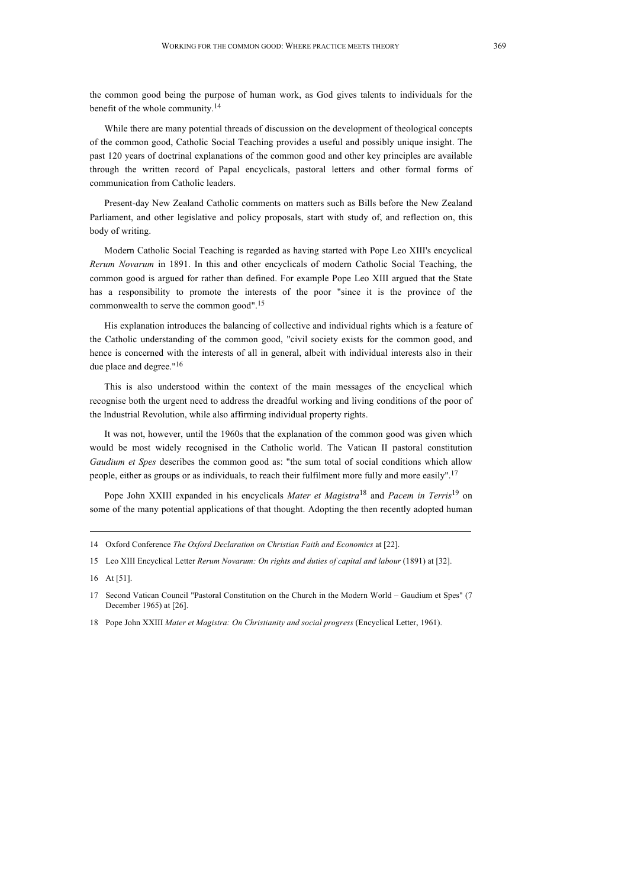the common good being the purpose of human work, as God gives talents to individuals for the benefit of the whole community.[14]

While there are many potential threads of discussion on the development of theological concepts of the common good, Catholic Social Teaching provides a useful and possibly unique insight. The past 120 years of doctrinal explanations of the common good and other key principles are available through the written record of Papal encyclicals, pastoral letters and other formal forms of communication from Catholic leaders.

Present-day New Zealand Catholic comments on matters such as Bills before the New Zealand Parliament, and other legislative and policy proposals, start with study of, and reflection on, this body of writing.

Modern Catholic Social Teaching is regarded as having started with Pope Leo XIII's encyclical *Rerum Novarum* in 1891. In this and other encyclicals of modern Catholic Social Teaching, the common good is argued for rather than defined. For example Pope Leo XIII argued that the State has a responsibility to promote the interests of the poor "since it is the province of the commonwealth to serve the common good".[15]

His explanation introduces the balancing of collective and individual rights which is a feature of the Catholic understanding of the common good, "civil society exists for the common good, and hence is concerned with the interests of all in general, albeit with individual interests also in their due place and degree."[16]

This is also understood within the context of the main messages of the encyclical which recognise both the urgent need to address the dreadful working and living conditions of the poor of the Industrial Revolution, while also affirming individual property rights.

It was not, however, until the 1960s that the explanation of the common good was given which would be most widely recognised in the Catholic world. The Vatican II pastoral constitution *Gaudium et Spes* describes the common good as: "the sum total of social conditions which allow people, either as groups or as individuals, to reach their fulfilment more fully and more easily".[17]

Pope John XXIII expanded in his encyclicals *Mater et Magistra*[18] and *Pacem in Terris*[19] on some of the many potential applications of that thought. Adopting the then recently adopted human

---

14 Oxford Conference *The Oxford Declaration on Christian Faith and Economics* at [22].

15 Leo XIII Encyclical Letter *Rerum Novarum: On rights and duties of capital and labour* (1891) at [32].

16 At [51].

17 Second Vatican Council "Pastoral Constitution on the Church in the Modern World – Gaudium et Spes" (7 December 1965) at [26].

18 Pope John XXIII *Mater et Magistra: On Christianity and social progress* (Encyclical Letter, 1961).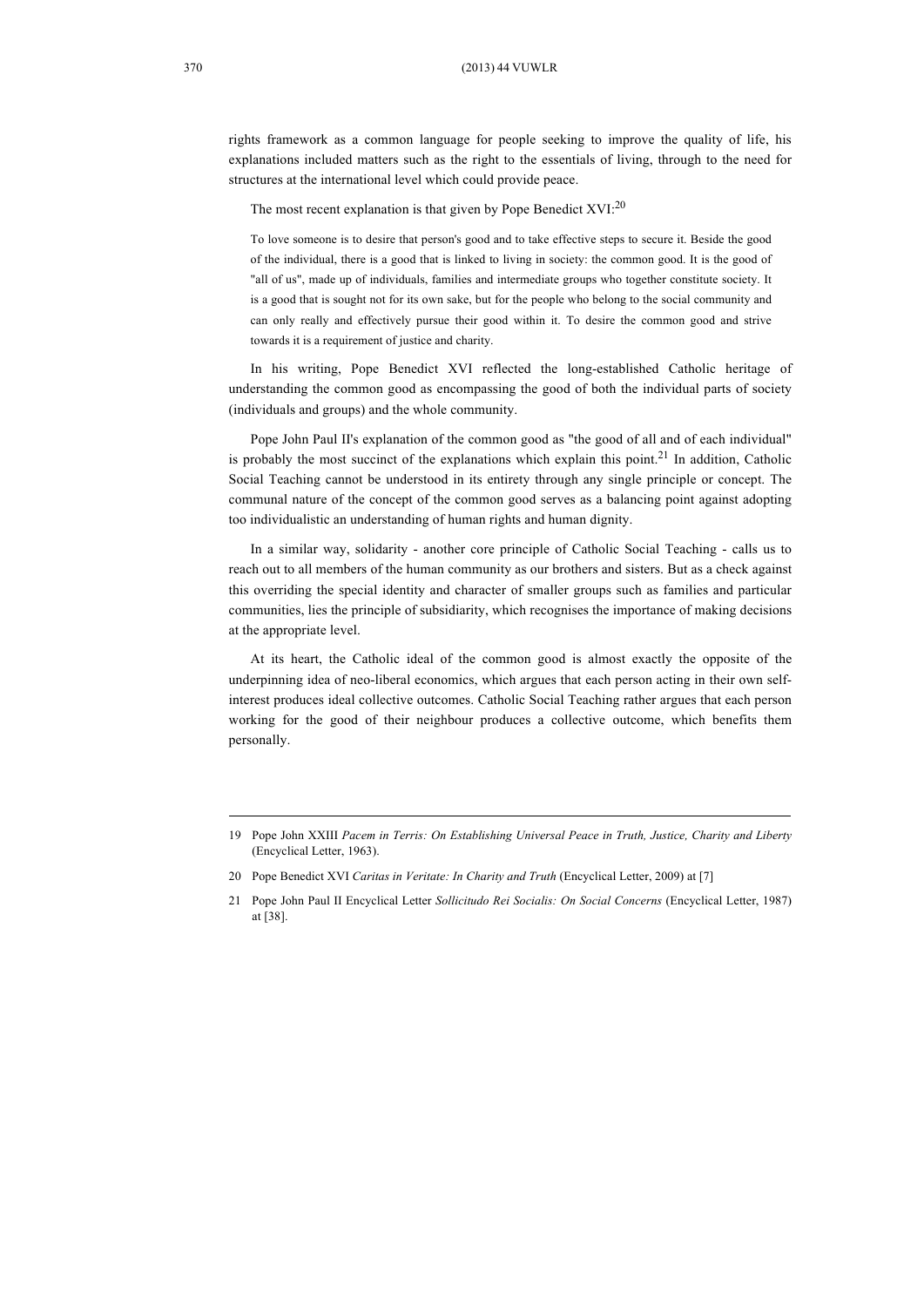rights framework as a common language for people seeking to improve the quality of life, his explanations included matters such as the right to the essentials of living, through to the need for structures at the international level which could provide peace.

The most recent explanation is that given by Pope Benedict XVI:[20]

> To love someone is to desire that person's good and to take effective steps to secure it. Beside the good of the individual, there is a good that is linked to living in society: the common good. It is the good of "all of us", made up of individuals, families and intermediate groups who together constitute society. It is a good that is sought not for its own sake, but for the people who belong to the social community and can only really and effectively pursue their good within it. To desire the common good and strive towards it is a requirement of justice and charity.

In his writing, Pope Benedict XVI reflected the long-established Catholic heritage of understanding the common good as encompassing the good of both the individual parts of society (individuals and groups) and the whole community.

Pope John Paul II's explanation of the common good as "the good of all and of each individual" is probably the most succinct of the explanations which explain this point.[21] In addition, Catholic Social Teaching cannot be understood in its entirety through any single principle or concept. The communal nature of the concept of the common good serves as a balancing point against adopting too individualistic an understanding of human rights and human dignity.

In a similar way, solidarity - another core principle of Catholic Social Teaching - calls us to reach out to all members of the human community as our brothers and sisters. But as a check against this overriding the special identity and character of smaller groups such as families and particular communities, lies the principle of subsidiarity, which recognises the importance of making decisions at the appropriate level.

At its heart, the Catholic ideal of the common good is almost exactly the opposite of the underpinning idea of neo-liberal economics, which argues that each person acting in their own self-interest produces ideal collective outcomes. Catholic Social Teaching rather argues that each person working for the good of their neighbour produces a collective outcome, which benefits them personally.

---

19 Pope John XXIII *Pacem in Terris: On Establishing Universal Peace in Truth, Justice, Charity and Liberty* (Encyclical Letter, 1963).

20 Pope Benedict XVI *Caritas in Veritate: In Charity and Truth* (Encyclical Letter, 2009) at [7]

21 Pope John Paul II Encyclical Letter *Sollicitudo Rei Socialis: On Social Concerns* (Encyclical Letter, 1987) at [38].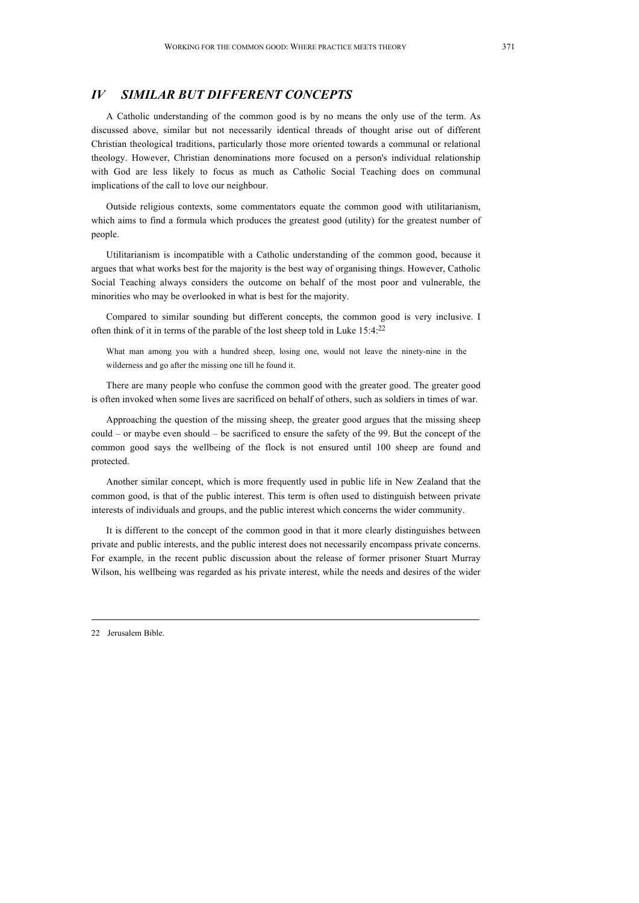## *IV SIMILAR BUT DIFFERENT CONCEPTS*

A Catholic understanding of the common good is by no means the only use of the term. As discussed above, similar but not necessarily identical threads of thought arise out of different Christian theological traditions, particularly those more oriented towards a communal or relational theology. However, Christian denominations more focused on a person's individual relationship with God are less likely to focus as much as Catholic Social Teaching does on communal implications of the call to love our neighbour.

Outside religious contexts, some commentators equate the common good with utilitarianism, which aims to find a formula which produces the greatest good (utility) for the greatest number of people.

Utilitarianism is incompatible with a Catholic understanding of the common good, because it argues that what works best for the majority is the best way of organising things. However, Catholic Social Teaching always considers the outcome on behalf of the most poor and vulnerable, the minorities who may be overlooked in what is best for the majority.

Compared to similar sounding but different concepts, the common good is very inclusive. I often think of it in terms of the parable of the lost sheep told in Luke 15:4:[22]

> What man among you with a hundred sheep, losing one, would not leave the ninety-nine in the wilderness and go after the missing one till he found it.

There are many people who confuse the common good with the greater good. The greater good is often invoked when some lives are sacrificed on behalf of others, such as soldiers in times of war.

Approaching the question of the missing sheep, the greater good argues that the missing sheep could – or maybe even should – be sacrificed to ensure the safety of the 99. But the concept of the common good says the wellbeing of the flock is not ensured until 100 sheep are found and protected.

Another similar concept, which is more frequently used in public life in New Zealand that the common good, is that of the public interest. This term is often used to distinguish between private interests of individuals and groups, and the public interest which concerns the wider community.

It is different to the concept of the common good in that it more clearly distinguishes between private and public interests, and the public interest does not necessarily encompass private concerns. For example, in the recent public discussion about the release of former prisoner Stuart Murray Wilson, his wellbeing was regarded as his private interest, while the needs and desires of the wider

---

22 Jerusalem Bible.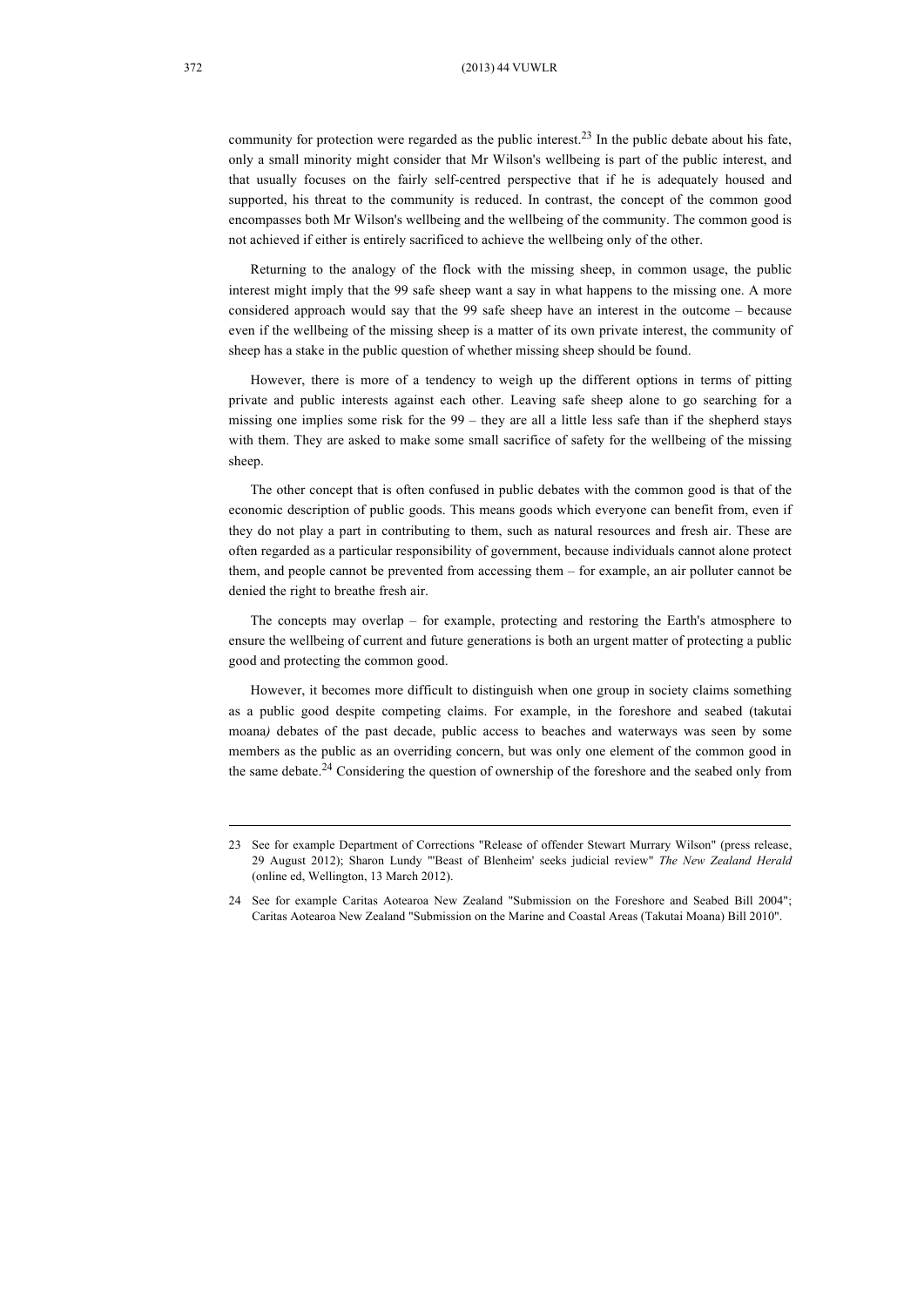community for protection were regarded as the public interest.[23] In the public debate about his fate, only a small minority might consider that Mr Wilson's wellbeing is part of the public interest, and that usually focuses on the fairly self-centred perspective that if he is adequately housed and supported, his threat to the community is reduced. In contrast, the concept of the common good encompasses both Mr Wilson's wellbeing and the wellbeing of the community. The common good is not achieved if either is entirely sacrificed to achieve the wellbeing only of the other.

Returning to the analogy of the flock with the missing sheep, in common usage, the public interest might imply that the 99 safe sheep want a say in what happens to the missing one. A more considered approach would say that the 99 safe sheep have an interest in the outcome – because even if the wellbeing of the missing sheep is a matter of its own private interest, the community of sheep has a stake in the public question of whether missing sheep should be found.

However, there is more of a tendency to weigh up the different options in terms of pitting private and public interests against each other. Leaving safe sheep alone to go searching for a missing one implies some risk for the 99 – they are all a little less safe than if the shepherd stays with them. They are asked to make some small sacrifice of safety for the wellbeing of the missing sheep.

The other concept that is often confused in public debates with the common good is that of the economic description of public goods. This means goods which everyone can benefit from, even if they do not play a part in contributing to them, such as natural resources and fresh air. These are often regarded as a particular responsibility of government, because individuals cannot alone protect them, and people cannot be prevented from accessing them – for example, an air polluter cannot be denied the right to breathe fresh air.

The concepts may overlap – for example, protecting and restoring the Earth's atmosphere to ensure the wellbeing of current and future generations is both an urgent matter of protecting a public good and protecting the common good.

However, it becomes more difficult to distinguish when one group in society claims something as a public good despite competing claims. For example, in the foreshore and seabed (takutai moana*)* debates of the past decade, public access to beaches and waterways was seen by some members as the public as an overriding concern, but was only one element of the common good in the same debate.[24] Considering the question of ownership of the foreshore and the seabed only from

---

23 See for example Department of Corrections "Release of offender Stewart Murrary Wilson" (press release, 29 August 2012); Sharon Lundy "'Beast of Blenheim' seeks judicial review" *The New Zealand Herald* (online ed, Wellington, 13 March 2012).

24 See for example Caritas Aotearoa New Zealand "Submission on the Foreshore and Seabed Bill 2004"; Caritas Aotearoa New Zealand "Submission on the Marine and Coastal Areas (Takutai Moana) Bill 2010".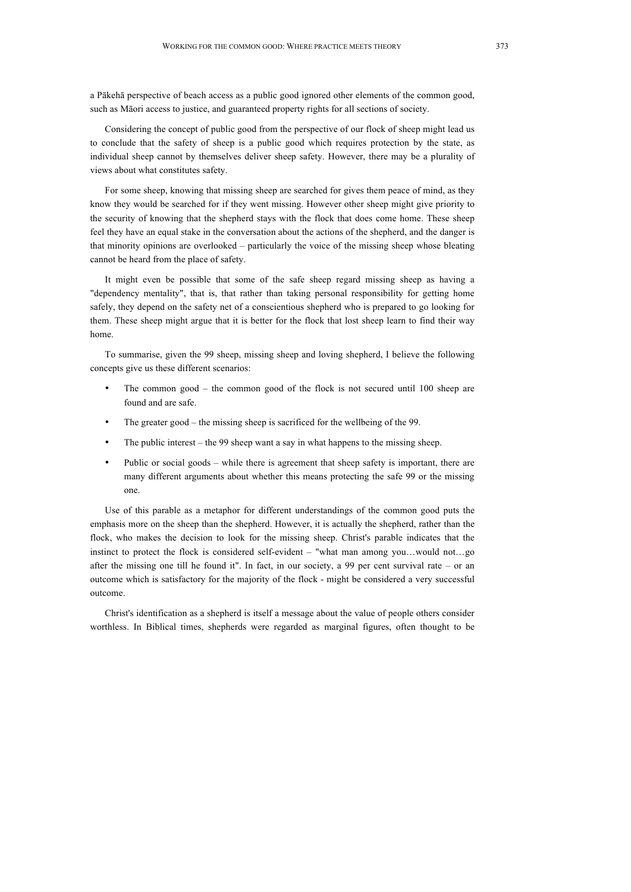a Pākehā perspective of beach access as a public good ignored other elements of the common good, such as Māori access to justice, and guaranteed property rights for all sections of society.

Considering the concept of public good from the perspective of our flock of sheep might lead us to conclude that the safety of sheep is a public good which requires protection by the state, as individual sheep cannot by themselves deliver sheep safety. However, there may be a plurality of views about what constitutes safety.

For some sheep, knowing that missing sheep are searched for gives them peace of mind, as they know they would be searched for if they went missing. However other sheep might give priority to the security of knowing that the shepherd stays with the flock that does come home. These sheep feel they have an equal stake in the conversation about the actions of the shepherd, and the danger is that minority opinions are overlooked – particularly the voice of the missing sheep whose bleating cannot be heard from the place of safety.

It might even be possible that some of the safe sheep regard missing sheep as having a "dependency mentality", that is, that rather than taking personal responsibility for getting home safely, they depend on the safety net of a conscientious shepherd who is prepared to go looking for them. These sheep might argue that it is better for the flock that lost sheep learn to find their way home.

To summarise, given the 99 sheep, missing sheep and loving shepherd, I believe the following concepts give us these different scenarios:

- The common good – the common good of the flock is not secured until 100 sheep are found and are safe.
- The greater good – the missing sheep is sacrificed for the wellbeing of the 99.
- The public interest – the 99 sheep want a say in what happens to the missing sheep.
- Public or social goods – while there is agreement that sheep safety is important, there are many different arguments about whether this means protecting the safe 99 or the missing one.

Use of this parable as a metaphor for different understandings of the common good puts the emphasis more on the sheep than the shepherd. However, it is actually the shepherd, rather than the flock, who makes the decision to look for the missing sheep. Christ's parable indicates that the instinct to protect the flock is considered self-evident – "what man among you…would not…go after the missing one till he found it". In fact, in our society, a 99 per cent survival rate – or an outcome which is satisfactory for the majority of the flock - might be considered a very successful outcome.

Christ's identification as a shepherd is itself a message about the value of people others consider worthless. In Biblical times, shepherds were regarded as marginal figures, often thought to be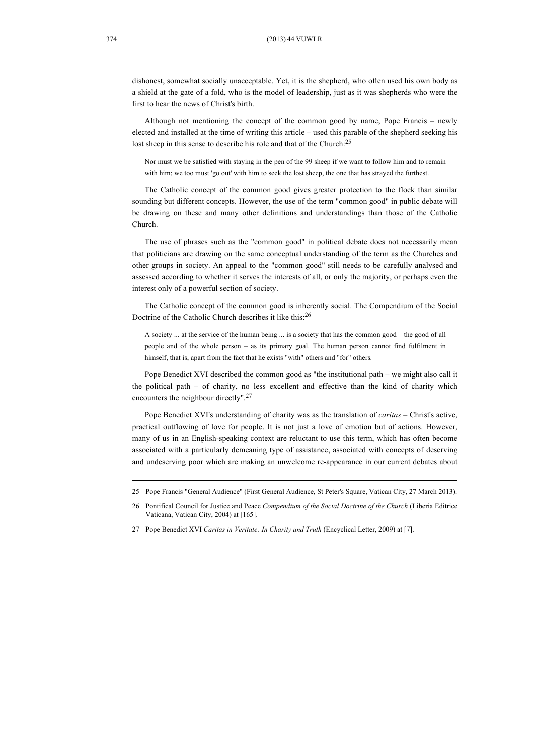dishonest, somewhat socially unacceptable. Yet, it is the shepherd, who often used his own body as a shield at the gate of a fold, who is the model of leadership, just as it was shepherds who were the first to hear the news of Christ's birth.

Although not mentioning the concept of the common good by name, Pope Francis – newly elected and installed at the time of writing this article – used this parable of the shepherd seeking his lost sheep in this sense to describe his role and that of the Church:[25]

> Nor must we be satisfied with staying in the pen of the 99 sheep if we want to follow him and to remain with him; we too must 'go out' with him to seek the lost sheep, the one that has strayed the furthest.

The Catholic concept of the common good gives greater protection to the flock than similar sounding but different concepts. However, the use of the term "common good" in public debate will be drawing on these and many other definitions and understandings than those of the Catholic Church.

The use of phrases such as the "common good" in political debate does not necessarily mean that politicians are drawing on the same conceptual understanding of the term as the Churches and other groups in society. An appeal to the "common good" still needs to be carefully analysed and assessed according to whether it serves the interests of all, or only the majority, or perhaps even the interest only of a powerful section of society.

The Catholic concept of the common good is inherently social. The Compendium of the Social Doctrine of the Catholic Church describes it like this:[26]

> A society ... at the service of the human being ... is a society that has the common good – the good of all people and of the whole person – as its primary goal. The human person cannot find fulfilment in himself, that is, apart from the fact that he exists "with" others and "for" others.

Pope Benedict XVI described the common good as "the institutional path – we might also call it the political path – of charity, no less excellent and effective than the kind of charity which encounters the neighbour directly".[27]

Pope Benedict XVI's understanding of charity was as the translation of *caritas* – Christ's active, practical outflowing of love for people. It is not just a love of emotion but of actions. However, many of us in an English-speaking context are reluctant to use this term, which has often become associated with a particularly demeaning type of assistance, associated with concepts of deserving and undeserving poor which are making an unwelcome re-appearance in our current debates about

---

25 Pope Francis "General Audience" (First General Audience, St Peter's Square, Vatican City, 27 March 2013).

26 Pontifical Council for Justice and Peace *Compendium of the Social Doctrine of the Church* (Liberia Editrice Vaticana, Vatican City, 2004) at [165].

27 Pope Benedict XVI *Caritas in Veritate: In Charity and Truth* (Encyclical Letter, 2009) at [7].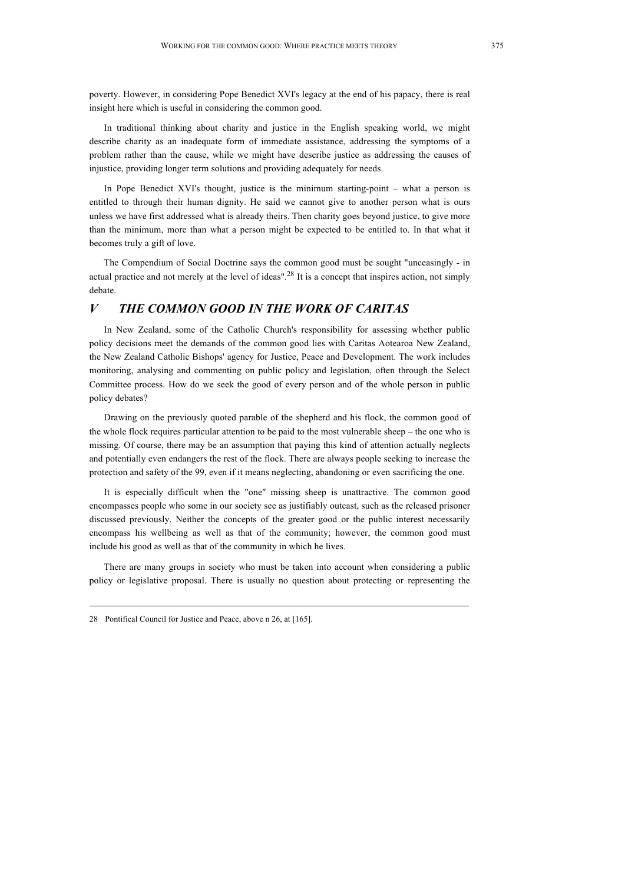poverty. However, in considering Pope Benedict XVI's legacy at the end of his papacy, there is real insight here which is useful in considering the common good.

In traditional thinking about charity and justice in the English speaking world, we might describe charity as an inadequate form of immediate assistance, addressing the symptoms of a problem rather than the cause, while we might have describe justice as addressing the causes of injustice, providing longer term solutions and providing adequately for needs.

In Pope Benedict XVI's thought, justice is the minimum starting-point – what a person is entitled to through their human dignity. He said we cannot give to another person what is ours unless we have first addressed what is already theirs. Then charity goes beyond justice, to give more than the minimum, more than what a person might be expected to be entitled to. In that what it becomes truly a gift of love.

The Compendium of Social Doctrine says the common good must be sought "unceasingly - in actual practice and not merely at the level of ideas".[28] It is a concept that inspires action, not simply debate.

## *V THE COMMON GOOD IN THE WORK OF CARITAS*

In New Zealand, some of the Catholic Church's responsibility for assessing whether public policy decisions meet the demands of the common good lies with Caritas Aotearoa New Zealand, the New Zealand Catholic Bishops' agency for Justice, Peace and Development. The work includes monitoring, analysing and commenting on public policy and legislation, often through the Select Committee process. How do we seek the good of every person and of the whole person in public policy debates?

Drawing on the previously quoted parable of the shepherd and his flock, the common good of the whole flock requires particular attention to be paid to the most vulnerable sheep – the one who is missing. Of course, there may be an assumption that paying this kind of attention actually neglects and potentially even endangers the rest of the flock. There are always people seeking to increase the protection and safety of the 99, even if it means neglecting, abandoning or even sacrificing the one.

It is especially difficult when the "one" missing sheep is unattractive. The common good encompasses people who some in our society see as justifiably outcast, such as the released prisoner discussed previously. Neither the concepts of the greater good or the public interest necessarily encompass his wellbeing as well as that of the community; however, the common good must include his good as well as that of the community in which he lives.

There are many groups in society who must be taken into account when considering a public policy or legislative proposal. There is usually no question about protecting or representing the

---

28 Pontifical Council for Justice and Peace, above n 26, at [165].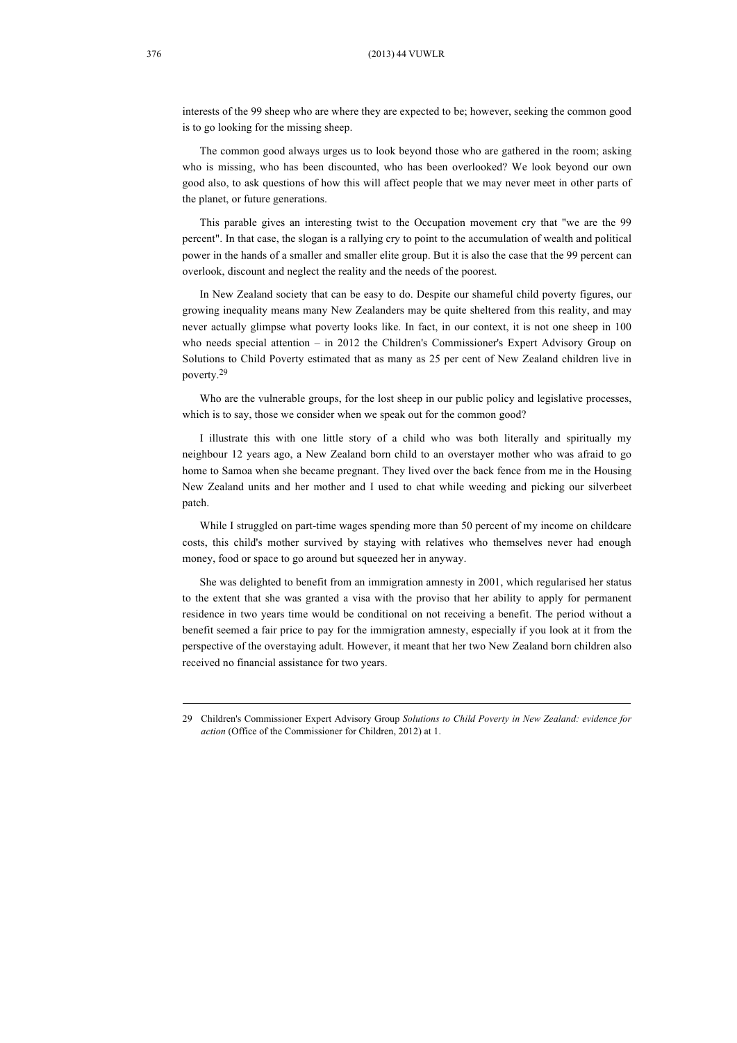interests of the 99 sheep who are where they are expected to be; however, seeking the common good is to go looking for the missing sheep.

The common good always urges us to look beyond those who are gathered in the room; asking who is missing, who has been discounted, who has been overlooked? We look beyond our own good also, to ask questions of how this will affect people that we may never meet in other parts of the planet, or future generations.

This parable gives an interesting twist to the Occupation movement cry that "we are the 99 percent". In that case, the slogan is a rallying cry to point to the accumulation of wealth and political power in the hands of a smaller and smaller elite group. But it is also the case that the 99 percent can overlook, discount and neglect the reality and the needs of the poorest.

In New Zealand society that can be easy to do. Despite our shameful child poverty figures, our growing inequality means many New Zealanders may be quite sheltered from this reality, and may never actually glimpse what poverty looks like. In fact, in our context, it is not one sheep in 100 who needs special attention – in 2012 the Children's Commissioner's Expert Advisory Group on Solutions to Child Poverty estimated that as many as 25 per cent of New Zealand children live in poverty.[29]

Who are the vulnerable groups, for the lost sheep in our public policy and legislative processes, which is to say, those we consider when we speak out for the common good?

I illustrate this with one little story of a child who was both literally and spiritually my neighbour 12 years ago, a New Zealand born child to an overstayer mother who was afraid to go home to Samoa when she became pregnant. They lived over the back fence from me in the Housing New Zealand units and her mother and I used to chat while weeding and picking our silverbeet patch.

While I struggled on part-time wages spending more than 50 percent of my income on childcare costs, this child's mother survived by staying with relatives who themselves never had enough money, food or space to go around but squeezed her in anyway.

She was delighted to benefit from an immigration amnesty in 2001, which regularised her status to the extent that she was granted a visa with the proviso that her ability to apply for permanent residence in two years time would be conditional on not receiving a benefit. The period without a benefit seemed a fair price to pay for the immigration amnesty, especially if you look at it from the perspective of the overstaying adult. However, it meant that her two New Zealand born children also received no financial assistance for two years.

---

29 Children's Commissioner Expert Advisory Group *Solutions to Child Poverty in New Zealand: evidence for action* (Office of the Commissioner for Children, 2012) at 1.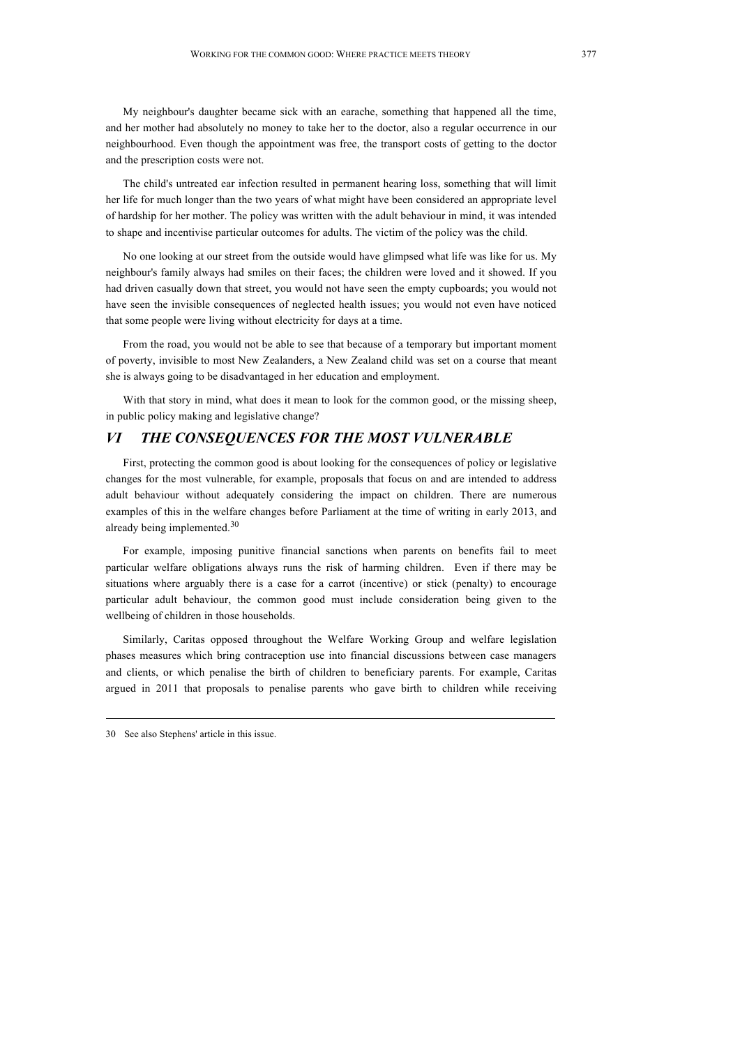My neighbour's daughter became sick with an earache, something that happened all the time, and her mother had absolutely no money to take her to the doctor, also a regular occurrence in our neighbourhood. Even though the appointment was free, the transport costs of getting to the doctor and the prescription costs were not.

The child's untreated ear infection resulted in permanent hearing loss, something that will limit her life for much longer than the two years of what might have been considered an appropriate level of hardship for her mother. The policy was written with the adult behaviour in mind, it was intended to shape and incentivise particular outcomes for adults. The victim of the policy was the child.

No one looking at our street from the outside would have glimpsed what life was like for us. My neighbour's family always had smiles on their faces; the children were loved and it showed. If you had driven casually down that street, you would not have seen the empty cupboards; you would not have seen the invisible consequences of neglected health issues; you would not even have noticed that some people were living without electricity for days at a time.

From the road, you would not be able to see that because of a temporary but important moment of poverty, invisible to most New Zealanders, a New Zealand child was set on a course that meant she is always going to be disadvantaged in her education and employment.

With that story in mind, what does it mean to look for the common good, or the missing sheep, in public policy making and legislative change?

## *VI THE CONSEQUENCES FOR THE MOST VULNERABLE*

First, protecting the common good is about looking for the consequences of policy or legislative changes for the most vulnerable, for example, proposals that focus on and are intended to address adult behaviour without adequately considering the impact on children. There are numerous examples of this in the welfare changes before Parliament at the time of writing in early 2013, and already being implemented.[30]

For example, imposing punitive financial sanctions when parents on benefits fail to meet particular welfare obligations always runs the risk of harming children. Even if there may be situations where arguably there is a case for a carrot (incentive) or stick (penalty) to encourage particular adult behaviour, the common good must include consideration being given to the wellbeing of children in those households.

Similarly, Caritas opposed throughout the Welfare Working Group and welfare legislation phases measures which bring contraception use into financial discussions between case managers and clients, or which penalise the birth of children to beneficiary parents. For example, Caritas argued in 2011 that proposals to penalise parents who gave birth to children while receiving

30 See also Stephens' article in this issue.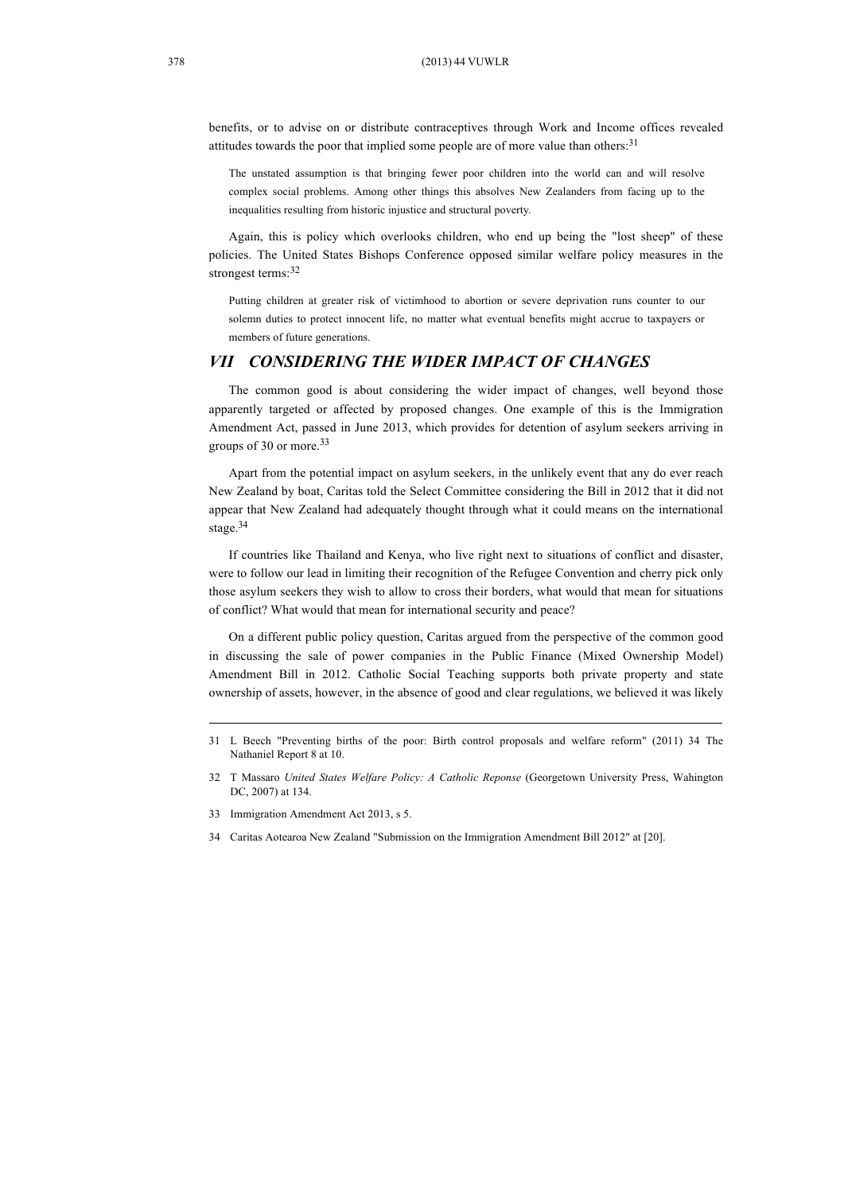benefits, or to advise on or distribute contraceptives through Work and Income offices revealed attitudes towards the poor that implied some people are of more value than others:[31]

> The unstated assumption is that bringing fewer poor children into the world can and will resolve complex social problems. Among other things this absolves New Zealanders from facing up to the inequalities resulting from historic injustice and structural poverty.

Again, this is policy which overlooks children, who end up being the "lost sheep" of these policies. The United States Bishops Conference opposed similar welfare policy measures in the strongest terms:[32]

> Putting children at greater risk of victimhood to abortion or severe deprivation runs counter to our solemn duties to protect innocent life, no matter what eventual benefits might accrue to taxpayers or members of future generations.

## *VII CONSIDERING THE WIDER IMPACT OF CHANGES*

The common good is about considering the wider impact of changes, well beyond those apparently targeted or affected by proposed changes. One example of this is the Immigration Amendment Act, passed in June 2013, which provides for detention of asylum seekers arriving in groups of 30 or more.[33]

Apart from the potential impact on asylum seekers, in the unlikely event that any do ever reach New Zealand by boat, Caritas told the Select Committee considering the Bill in 2012 that it did not appear that New Zealand had adequately thought through what it could means on the international stage.[34]

If countries like Thailand and Kenya, who live right next to situations of conflict and disaster, were to follow our lead in limiting their recognition of the Refugee Convention and cherry pick only those asylum seekers they wish to allow to cross their borders, what would that mean for situations of conflict? What would that mean for international security and peace?

On a different public policy question, Caritas argued from the perspective of the common good in discussing the sale of power companies in the Public Finance (Mixed Ownership Model) Amendment Bill in 2012. Catholic Social Teaching supports both private property and state ownership of assets, however, in the absence of good and clear regulations, we believed it was likely

---

31 L Beech "Preventing births of the poor: Birth control proposals and welfare reform" (2011) 34 The Nathaniel Report 8 at 10.

32 T Massaro *United States Welfare Policy: A Catholic Reponse* (Georgetown University Press, Wahington DC, 2007) at 134.

33 Immigration Amendment Act 2013, s 5.

34 Caritas Aotearoa New Zealand "Submission on the Immigration Amendment Bill 2012" at [20].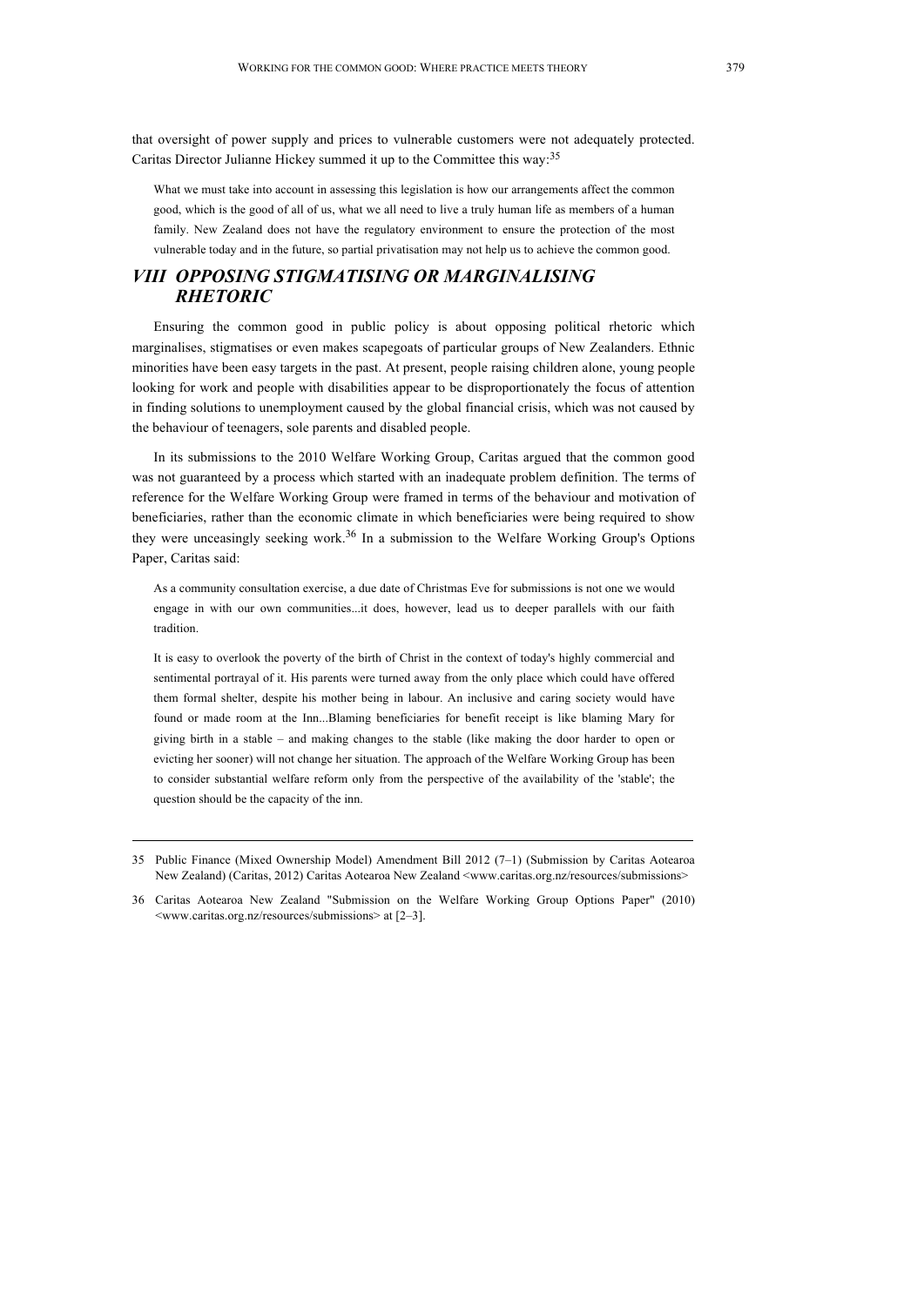that oversight of power supply and prices to vulnerable customers were not adequately protected. Caritas Director Julianne Hickey summed it up to the Committee this way:[35]

> What we must take into account in assessing this legislation is how our arrangements affect the common good, which is the good of all of us, what we all need to live a truly human life as members of a human family. New Zealand does not have the regulatory environment to ensure the protection of the most vulnerable today and in the future, so partial privatisation may not help us to achieve the common good.

## *VIII OPPOSING STIGMATISING OR MARGINALISING RHETORIC*

Ensuring the common good in public policy is about opposing political rhetoric which marginalises, stigmatises or even makes scapegoats of particular groups of New Zealanders. Ethnic minorities have been easy targets in the past. At present, people raising children alone, young people looking for work and people with disabilities appear to be disproportionately the focus of attention in finding solutions to unemployment caused by the global financial crisis, which was not caused by the behaviour of teenagers, sole parents and disabled people.

In its submissions to the 2010 Welfare Working Group, Caritas argued that the common good was not guaranteed by a process which started with an inadequate problem definition. The terms of reference for the Welfare Working Group were framed in terms of the behaviour and motivation of beneficiaries, rather than the economic climate in which beneficiaries were being required to show they were unceasingly seeking work.[36] In a submission to the Welfare Working Group's Options Paper, Caritas said:

> As a community consultation exercise, a due date of Christmas Eve for submissions is not one we would engage in with our own communities...it does, however, lead us to deeper parallels with our faith tradition.
>
> It is easy to overlook the poverty of the birth of Christ in the context of today's highly commercial and sentimental portrayal of it. His parents were turned away from the only place which could have offered them formal shelter, despite his mother being in labour. An inclusive and caring society would have found or made room at the Inn...Blaming beneficiaries for benefit receipt is like blaming Mary for giving birth in a stable – and making changes to the stable (like making the door harder to open or evicting her sooner) will not change her situation. The approach of the Welfare Working Group has been to consider substantial welfare reform only from the perspective of the availability of the 'stable'; the question should be the capacity of the inn.

---

35 Public Finance (Mixed Ownership Model) Amendment Bill 2012 (7–1) (Submission by Caritas Aotearoa New Zealand) (Caritas, 2012) Caritas Aotearoa New Zealand <www.caritas.org.nz/resources/submissions>

36 Caritas Aotearoa New Zealand "Submission on the Welfare Working Group Options Paper" (2010) <www.caritas.org.nz/resources/submissions> at [2–3].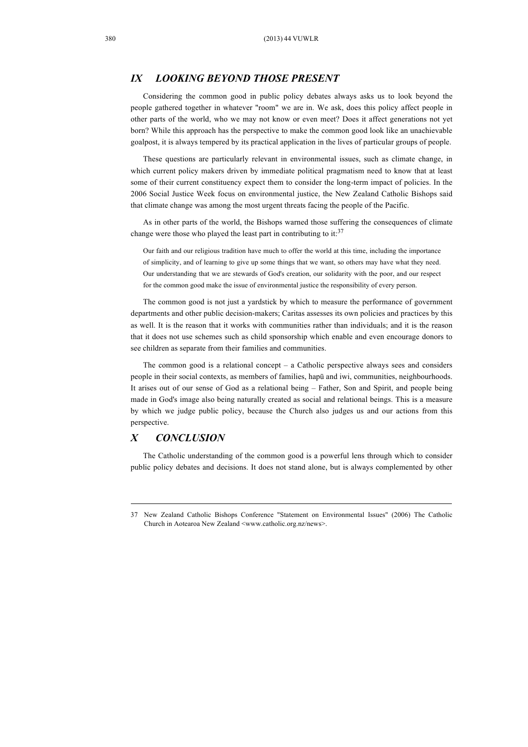## *IX LOOKING BEYOND THOSE PRESENT*

Considering the common good in public policy debates always asks us to look beyond the people gathered together in whatever "room" we are in. We ask, does this policy affect people in other parts of the world, who we may not know or even meet? Does it affect generations not yet born? While this approach has the perspective to make the common good look like an unachievable goalpost, it is always tempered by its practical application in the lives of particular groups of people.

These questions are particularly relevant in environmental issues, such as climate change, in which current policy makers driven by immediate political pragmatism need to know that at least some of their current constituency expect them to consider the long-term impact of policies. In the 2006 Social Justice Week focus on environmental justice, the New Zealand Catholic Bishops said that climate change was among the most urgent threats facing the people of the Pacific.

As in other parts of the world, the Bishops warned those suffering the consequences of climate change were those who played the least part in contributing to it:[37]

> Our faith and our religious tradition have much to offer the world at this time, including the importance of simplicity, and of learning to give up some things that we want, so others may have what they need. Our understanding that we are stewards of God's creation, our solidarity with the poor, and our respect for the common good make the issue of environmental justice the responsibility of every person.

The common good is not just a yardstick by which to measure the performance of government departments and other public decision-makers; Caritas assesses its own policies and practices by this as well. It is the reason that it works with communities rather than individuals; and it is the reason that it does not use schemes such as child sponsorship which enable and even encourage donors to see children as separate from their families and communities.

The common good is a relational concept – a Catholic perspective always sees and considers people in their social contexts, as members of families, hapū and iwi, communities, neighbourhoods. It arises out of our sense of God as a relational being – Father, Son and Spirit, and people being made in God's image also being naturally created as social and relational beings. This is a measure by which we judge public policy, because the Church also judges us and our actions from this perspective.

## *X CONCLUSION*

The Catholic understanding of the common good is a powerful lens through which to consider public policy debates and decisions. It does not stand alone, but is always complemented by other

---

37 New Zealand Catholic Bishops Conference "Statement on Environmental Issues" (2006) The Catholic Church in Aotearoa New Zealand <www.catholic.org.nz/news>.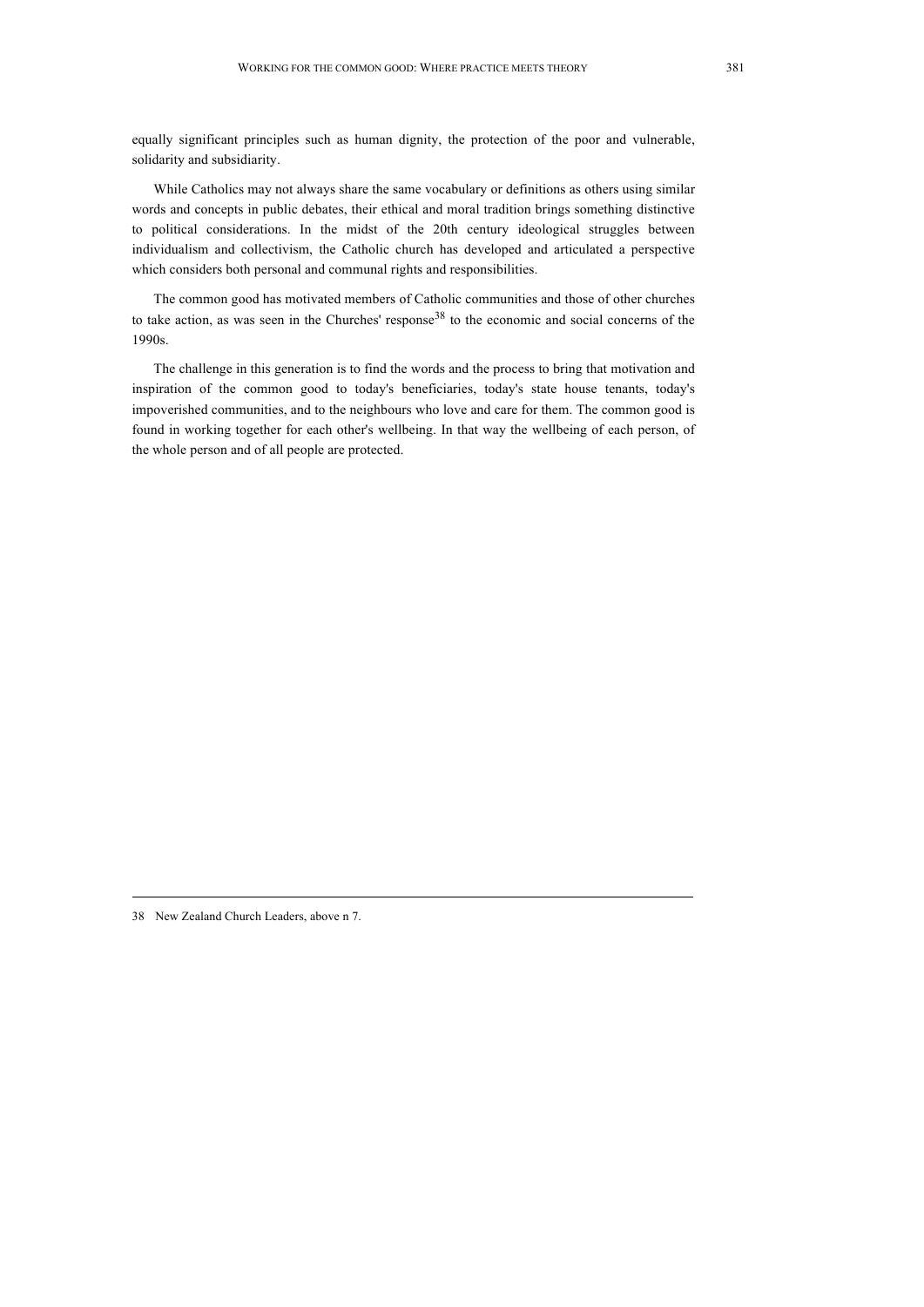equally significant principles such as human dignity, the protection of the poor and vulnerable, solidarity and subsidiarity.

While Catholics may not always share the same vocabulary or definitions as others using similar words and concepts in public debates, their ethical and moral tradition brings something distinctive to political considerations. In the midst of the 20th century ideological struggles between individualism and collectivism, the Catholic church has developed and articulated a perspective which considers both personal and communal rights and responsibilities.

The common good has motivated members of Catholic communities and those of other churches to take action, as was seen in the Churches' response[38] to the economic and social concerns of the 1990s.

The challenge in this generation is to find the words and the process to bring that motivation and inspiration of the common good to today's beneficiaries, today's state house tenants, today's impoverished communities, and to the neighbours who love and care for them. The common good is found in working together for each other's wellbeing. In that way the wellbeing of each person, of the whole person and of all people are protected.

---

38 New Zealand Church Leaders, above n 7.